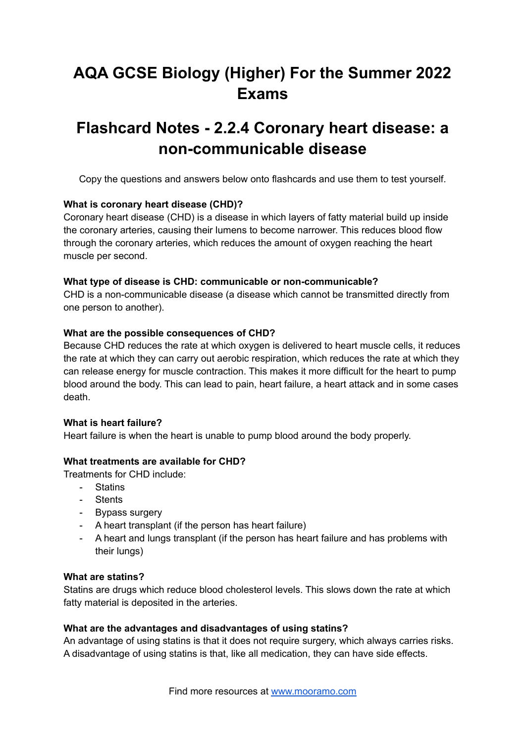# AQA GCSE Biology (Higher) For the Summer 2022 Exams

# Flashcard Notes - 2.2.4 Coronary heart disease: a non-communicable disease

Copy the questions and answers below onto flashcards and use them to test yourself.

**What is coronary heart disease (CHD)?**
Coronary heart disease (CHD) is a disease in which layers of fatty material build up inside the coronary arteries, causing their lumens to become narrower. This reduces blood flow through the coronary arteries, which reduces the amount of oxygen reaching the heart muscle per second.

**What type of disease is CHD: communicable or non-communicable?**
CHD is a non-communicable disease (a disease which cannot be transmitted directly from one person to another).

**What are the possible consequences of CHD?**
Because CHD reduces the rate at which oxygen is delivered to heart muscle cells, it reduces the rate at which they can carry out aerobic respiration, which reduces the rate at which they can release energy for muscle contraction. This makes it more difficult for the heart to pump blood around the body. This can lead to pain, heart failure, a heart attack and in some cases death.

**What is heart failure?**
Heart failure is when the heart is unable to pump blood around the body properly.

**What treatments are available for CHD?**
Treatments for CHD include:

- Statins
- Stents
- Bypass surgery
- A heart transplant (if the person has heart failure)
- A heart and lungs transplant (if the person has heart failure and has problems with their lungs)

**What are statins?**
Statins are drugs which reduce blood cholesterol levels. This slows down the rate at which fatty material is deposited in the arteries.

**What are the advantages and disadvantages of using statins?**
An advantage of using statins is that it does not require surgery, which always carries risks. A disadvantage of using statins is that, like all medication, they can have side effects.

Find more resources at www.mooramo.com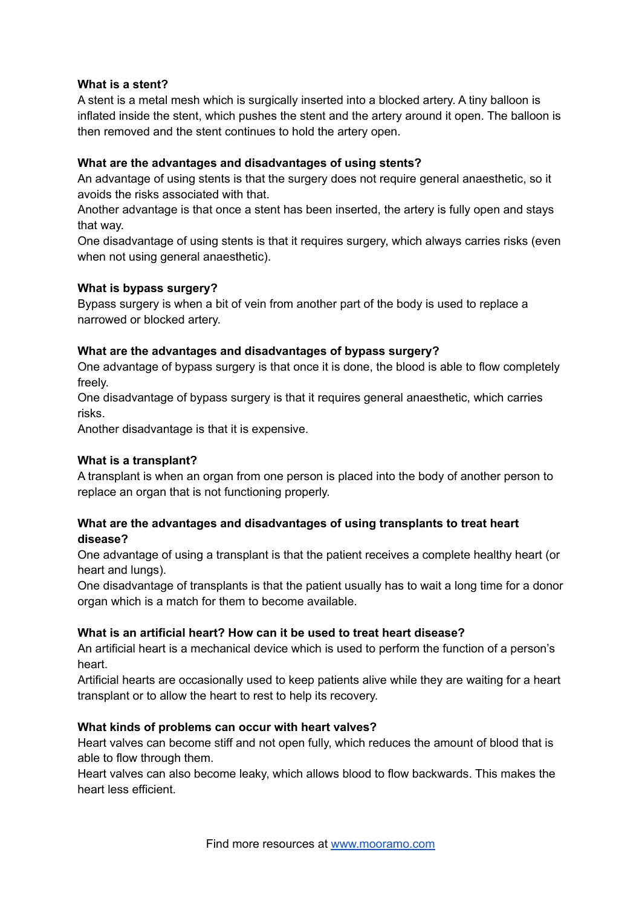**What is a stent?**
A stent is a metal mesh which is surgically inserted into a blocked artery. A tiny balloon is inflated inside the stent, which pushes the stent and the artery around it open. The balloon is then removed and the stent continues to hold the artery open.

**What are the advantages and disadvantages of using stents?**
An advantage of using stents is that the surgery does not require general anaesthetic, so it avoids the risks associated with that.
Another advantage is that once a stent has been inserted, the artery is fully open and stays that way.
One disadvantage of using stents is that it requires surgery, which always carries risks (even when not using general anaesthetic).

**What is bypass surgery?**
Bypass surgery is when a bit of vein from another part of the body is used to replace a narrowed or blocked artery.

**What are the advantages and disadvantages of bypass surgery?**
One advantage of bypass surgery is that once it is done, the blood is able to flow completely freely.
One disadvantage of bypass surgery is that it requires general anaesthetic, which carries risks.
Another disadvantage is that it is expensive.

**What is a transplant?**
A transplant is when an organ from one person is placed into the body of another person to replace an organ that is not functioning properly.

**What are the advantages and disadvantages of using transplants to treat heart disease?**
One advantage of using a transplant is that the patient receives a complete healthy heart (or heart and lungs).
One disadvantage of transplants is that the patient usually has to wait a long time for a donor organ which is a match for them to become available.

**What is an artificial heart? How can it be used to treat heart disease?**
An artificial heart is a mechanical device which is used to perform the function of a person's heart.
Artificial hearts are occasionally used to keep patients alive while they are waiting for a heart transplant or to allow the heart to rest to help its recovery.

**What kinds of problems can occur with heart valves?**
Heart valves can become stiff and not open fully, which reduces the amount of blood that is able to flow through them.
Heart valves can also become leaky, which allows blood to flow backwards. This makes the heart less efficient.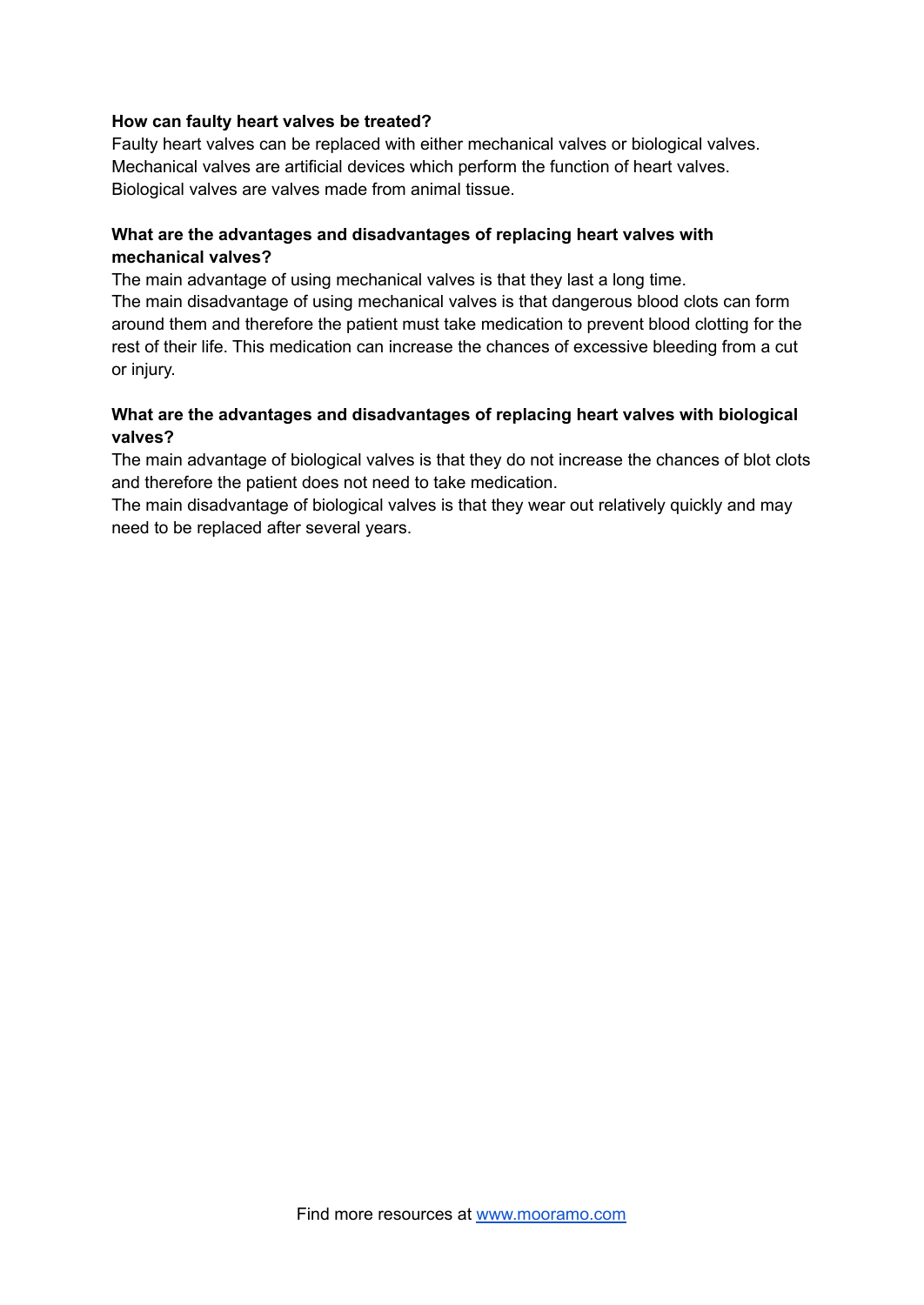**How can faulty heart valves be treated?**
Faulty heart valves can be replaced with either mechanical valves or biological valves.
Mechanical valves are artificial devices which perform the function of heart valves.
Biological valves are valves made from animal tissue.

**What are the advantages and disadvantages of replacing heart valves with mechanical valves?**
The main advantage of using mechanical valves is that they last a long time.
The main disadvantage of using mechanical valves is that dangerous blood clots can form around them and therefore the patient must take medication to prevent blood clotting for the rest of their life. This medication can increase the chances of excessive bleeding from a cut or injury.

**What are the advantages and disadvantages of replacing heart valves with biological valves?**
The main advantage of biological valves is that they do not increase the chances of blot clots and therefore the patient does not need to take medication.
The main disadvantage of biological valves is that they wear out relatively quickly and may need to be replaced after several years.

Find more resources at [www.mooramo.com](http://www.mooramo.com)